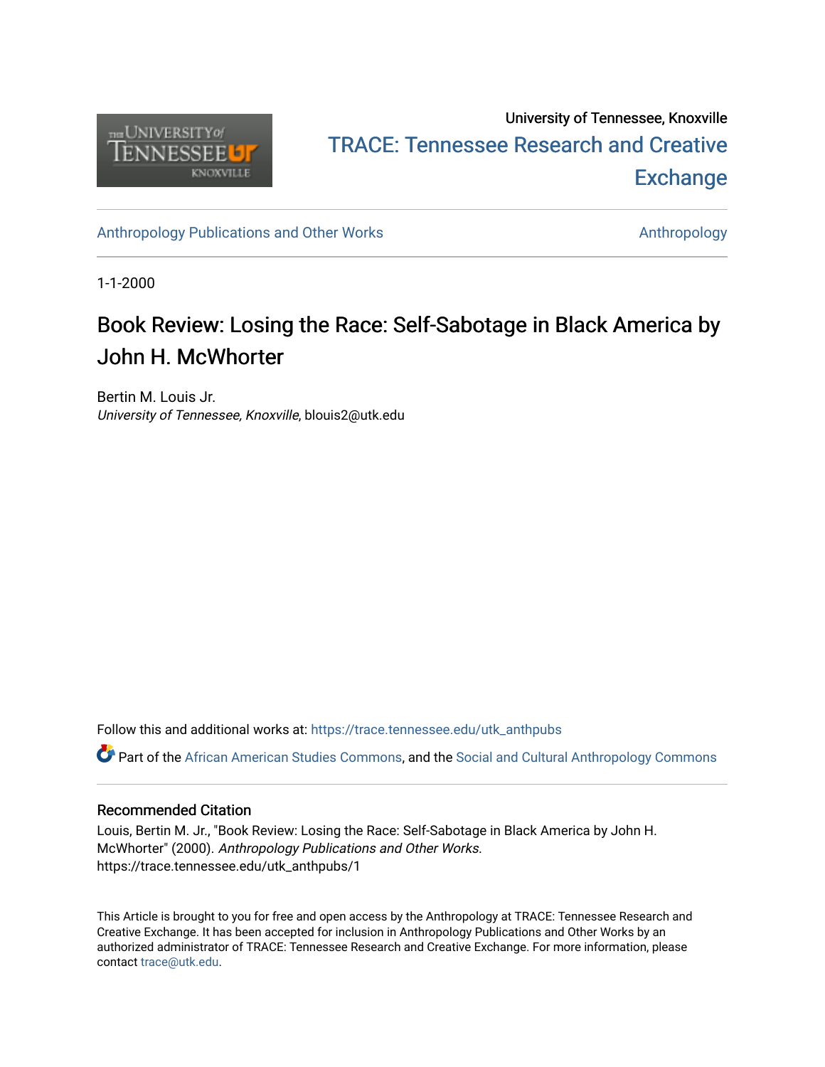University of Tennessee, Knoxville

TRACE: Tennessee Research and Creative Exchange

Anthropology Publications and Other Works | Anthropology

1-1-2000

# Book Review: Losing the Race: Self-Sabotage in Black America by John H. McWhorter

Bertin M. Louis Jr.
*University of Tennessee, Knoxville*, blouis2@utk.edu

Follow this and additional works at: https://trace.tennessee.edu/utk_anthpubs

Part of the African American Studies Commons, and the Social and Cultural Anthropology Commons

## Recommended Citation

Louis, Bertin M. Jr., "Book Review: Losing the Race: Self-Sabotage in Black America by John H. McWhorter" (2000). *Anthropology Publications and Other Works.*
https://trace.tennessee.edu/utk_anthpubs/1

This Article is brought to you for free and open access by the Anthropology at TRACE: Tennessee Research and Creative Exchange. It has been accepted for inclusion in Anthropology Publications and Other Works by an authorized administrator of TRACE: Tennessee Research and Creative Exchange. For more information, please contact trace@utk.edu.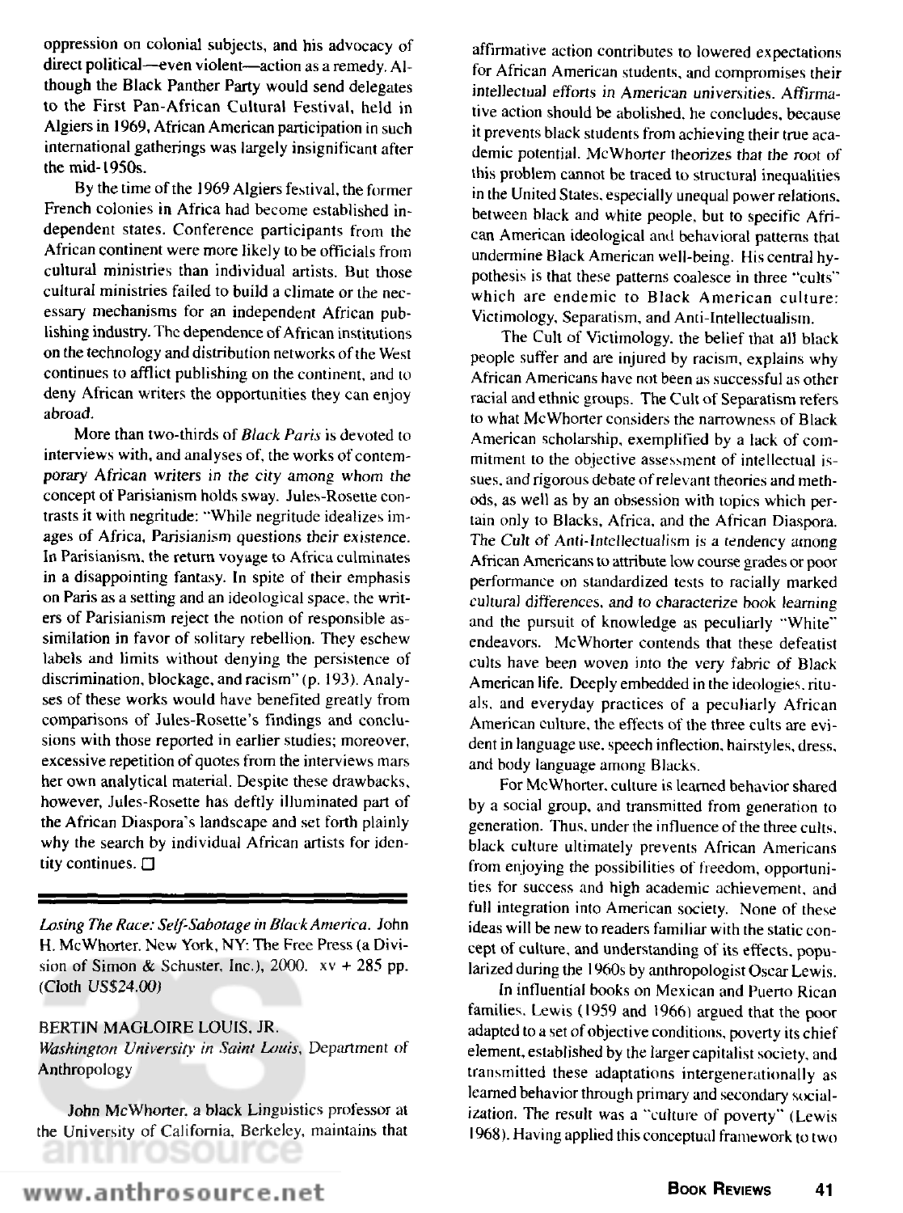oppression on colonial subjects, and his advocacy of direct political—even violent—action as a remedy. Although the Black Panther Party would send delegates to the First Pan-African Cultural Festival, held in Algiers in 1969, African American participation in such international gatherings was largely insignificant after the mid-1950s.

By the time of the 1969 Algiers festival, the former French colonies in Africa had become established independent states. Conference participants from the African continent were more likely to be officials from cultural ministries than individual artists. But those cultural ministries failed to build a climate or the necessary mechanisms for an independent African publishing industry. The dependence of African institutions on the technology and distribution networks of the West continues to afflict publishing on the continent, and to deny African writers the opportunities they can enjoy abroad.

More than two-thirds of *Black Paris* is devoted to interviews with, and analyses of, the works of contemporary African writers in the city among whom the concept of Parisianism holds sway. Jules-Rosette contrasts it with negritude: "While negritude idealizes images of Africa, Parisianism questions their existence. In Parisianism, the return voyage to Africa culminates in a disappointing fantasy. In spite of their emphasis on Paris as a setting and an ideological space, the writers of Parisianism reject the notion of responsible assimilation in favor of solitary rebellion. They eschew labels and limits without denying the persistence of discrimination, blockage, and racism" (p. 193). Analyses of these works would have benefited greatly from comparisons of Jules-Rosette's findings and conclusions with those reported in earlier studies; moreover, excessive repetition of quotes from the interviews mars her own analytical material. Despite these drawbacks, however, Jules-Rosette has deftly illuminated part of the African Diaspora's landscape and set forth plainly why the search by individual African artists for identity continues. ☐

---

*Losing The Race: Self-Sabotage in Black America.* John H. McWhorter. New York, NY: The Free Press (a Division of Simon & Schuster, Inc.), 2000. xv + 285 pp. (Cloth US$24.00)

BERTIN MAGLOIRE LOUIS, JR.
*Washington University in Saint Louis*, Department of Anthropology

John McWhorter, a black Linguistics professor at the University of California, Berkeley, maintains that affirmative action contributes to lowered expectations for African American students, and compromises their intellectual efforts in American universities. Affirmative action should be abolished, he concludes, because it prevents black students from achieving their true academic potential. McWhorter theorizes that the root of this problem cannot be traced to structural inequalities in the United States, especially unequal power relations, between black and white people, but to specific African American ideological and behavioral patterns that undermine Black American well-being. His central hypothesis is that these patterns coalesce in three "cults" which are endemic to Black American culture: Victimology, Separatism, and Anti-Intellectualism.

The Cult of Victimology, the belief that all black people suffer and are injured by racism, explains why African Americans have not been as successful as other racial and ethnic groups. The Cult of Separatism refers to what McWhorter considers the narrowness of Black American scholarship, exemplified by a lack of commitment to the objective assessment of intellectual issues, and rigorous debate of relevant theories and methods, as well as by an obsession with topics which pertain only to Blacks, Africa, and the African Diaspora. The Cult of Anti-Intellectualism is a tendency among African Americans to attribute low course grades or poor performance on standardized tests to racially marked cultural differences, and to characterize book learning and the pursuit of knowledge as peculiarly "White" endeavors. McWhorter contends that these defeatist cults have been woven into the very fabric of Black American life. Deeply embedded in the ideologies, rituals, and everyday practices of a peculiarly African American culture, the effects of the three cults are evident in language use, speech inflection, hairstyles, dress, and body language among Blacks.

For McWhorter, culture is learned behavior shared by a social group, and transmitted from generation to generation. Thus, under the influence of the three cults, black culture ultimately prevents African Americans from enjoying the possibilities of freedom, opportunities for success and high academic achievement, and full integration into American society. None of these ideas will be new to readers familiar with the static concept of culture, and understanding of its effects, popularized during the 1960s by anthropologist Oscar Lewis.

In influential books on Mexican and Puerto Rican families, Lewis (1959 and 1966) argued that the poor adapted to a set of objective conditions, poverty its chief element, established by the larger capitalist society, and transmitted these adaptations intergenerationally as learned behavior through primary and secondary socialization. The result was a "culture of poverty" (Lewis 1968). Having applied this conceptual framework to two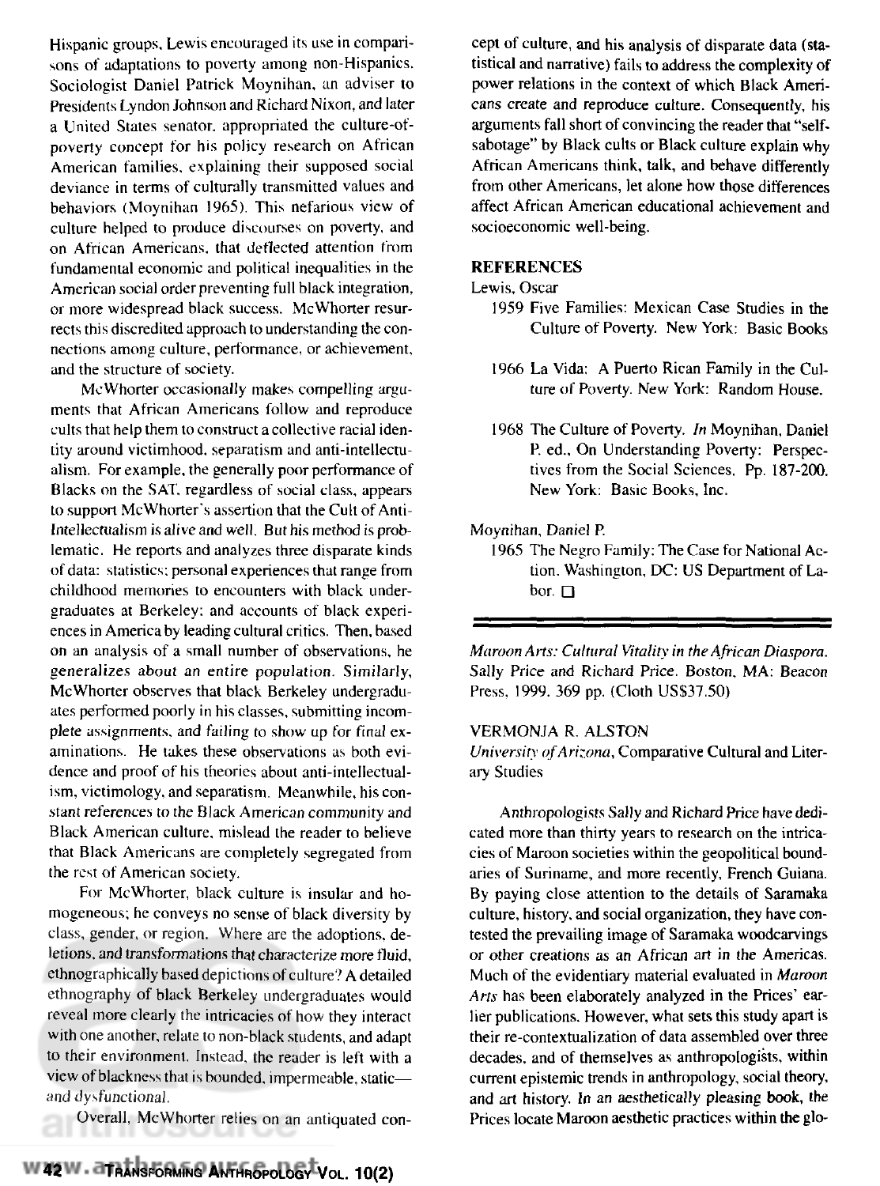Hispanic groups, Lewis encouraged its use in comparisons of adaptations to poverty among non-Hispanics. Sociologist Daniel Patrick Moynihan, an adviser to Presidents Lyndon Johnson and Richard Nixon, and later a United States senator, appropriated the culture-of-poverty concept for his policy research on African American families, explaining their supposed social deviance in terms of culturally transmitted values and behaviors (Moynihan 1965). This nefarious view of culture helped to produce discourses on poverty, and on African Americans, that deflected attention from fundamental economic and political inequalities in the American social order preventing full black integration, or more widespread black success. McWhorter resurrects this discredited approach to understanding the connections among culture, performance, or achievement, and the structure of society.

McWhorter occasionally makes compelling arguments that African Americans follow and reproduce cults that help them to construct a collective racial identity around victimhood, separatism and anti-intellectualism. For example, the generally poor performance of Blacks on the SAT, regardless of social class, appears to support McWhorter's assertion that the Cult of Anti-Intellectualism is alive and well. But his method is problematic. He reports and analyzes three disparate kinds of data: statistics; personal experiences that range from childhood memories to encounters with black undergraduates at Berkeley; and accounts of black experiences in America by leading cultural critics. Then, based on an analysis of a small number of observations, he generalizes about an entire population. Similarly, McWhorter observes that black Berkeley undergraduates performed poorly in his classes, submitting incomplete assignments, and failing to show up for final examinations. He takes these observations as both evidence and proof of his theories about anti-intellectualism, victimology, and separatism. Meanwhile, his constant references to the Black American community and Black American culture, mislead the reader to believe that Black Americans are completely segregated from the rest of American society.

For McWhorter, black culture is insular and homogeneous; he conveys no sense of black diversity by class, gender, or region. Where are the adoptions, deletions, and transformations that characterize more fluid, ethnographically based depictions of culture? A detailed ethnography of black Berkeley undergraduates would reveal more clearly the intricacies of how they interact with one another, relate to non-black students, and adapt to their environment. Instead, the reader is left with a view of blackness that is bounded, impermeable, static—and dysfunctional.

Overall, McWhorter relies on an antiquated concept of culture, and his analysis of disparate data (statistical and narrative) fails to address the complexity of power relations in the context of which Black Americans create and reproduce culture. Consequently, his arguments fall short of convincing the reader that "self-sabotage" by Black cults or Black culture explain why African Americans think, talk, and behave differently from other Americans, let alone how those differences affect African American educational achievement and socioeconomic well-being.

**REFERENCES**

Lewis, Oscar

1959 Five Families: Mexican Case Studies in the Culture of Poverty. New York: Basic Books

1966 La Vida: A Puerto Rican Family in the Culture of Poverty. New York: Random House.

1968 The Culture of Poverty. *In* Moynihan, Daniel P. ed., On Understanding Poverty: Perspectives from the Social Sciences. Pp. 187-200. New York: Basic Books, Inc.

Moynihan, Daniel P.

1965 The Negro Family: The Case for National Action. Washington, DC: US Department of Labor. □

---

*Maroon Arts: Cultural Vitality in the African Diaspora.* Sally Price and Richard Price. Boston, MA: Beacon Press, 1999. 369 pp. (Cloth US$37.50)

VERMONJA R. ALSTON
*University of Arizona*, Comparative Cultural and Literary Studies

Anthropologists Sally and Richard Price have dedicated more than thirty years to research on the intricacies of Maroon societies within the geopolitical boundaries of Suriname, and more recently, French Guiana. By paying close attention to the details of Saramaka culture, history, and social organization, they have contested the prevailing image of Saramaka woodcarvings or other creations as an African art in the Americas. Much of the evidentiary material evaluated in *Maroon Arts* has been elaborately analyzed in the Prices' earlier publications. However, what sets this study apart is their re-contextualization of data assembled over three decades, and of themselves as anthropologists, within current epistemic trends in anthropology, social theory, and art history. In an aesthetically pleasing book, the Prices locate Maroon aesthetic practices within the glo-